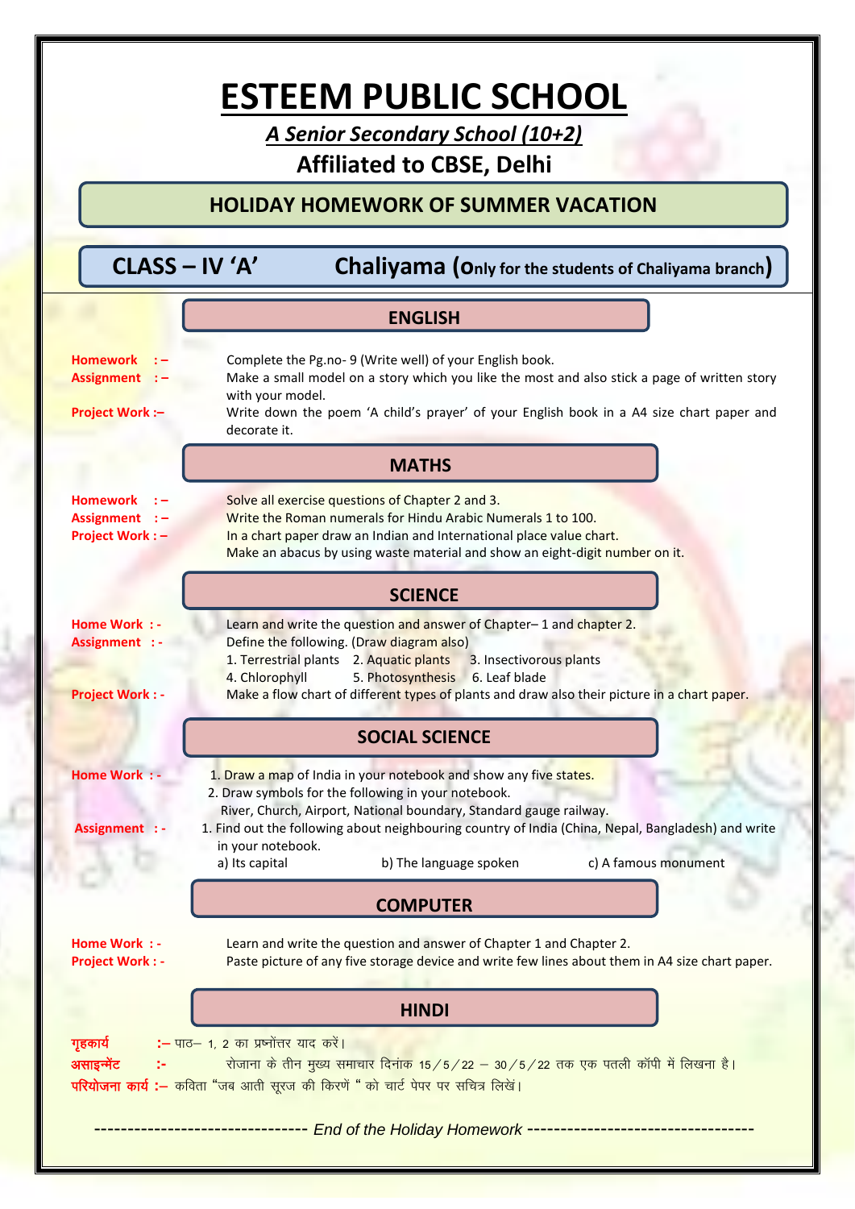# ESTEEM PUBLIC SCHOOL

***A Senior Secondary School (10+2)***

**Affiliated to CBSE, Delhi**

## HOLIDAY HOMEWORK OF SUMMER VACATION

**CLASS – IV 'A'** **Chaliyama (Only for the students of Chaliyama branch)**

### ENGLISH

**Homework :–** Complete the Pg.no- 9 (Write well) of your English book.

**Assignment :–** Make a small model on a story which you like the most and also stick a page of written story with your model.

**Project Work :–** Write down the poem 'A child's prayer' of your English book in a A4 size chart paper and decorate it.

### MATHS

**Homework :–** Solve all exercise questions of Chapter 2 and 3.

**Assignment :–** Write the Roman numerals for Hindu Arabic Numerals 1 to 100.

**Project Work : –** In a chart paper draw an Indian and International place value chart.
Make an abacus by using waste material and show an eight-digit number on it.

### SCIENCE

**Home Work : -** Learn and write the question and answer of Chapter– 1 and chapter 2.

**Assignment : -** Define the following. (Draw diagram also)

1. Terrestrial plants 2. Aquatic plants 3. Insectivorous plants
4. Chlorophyll 5. Photosynthesis 6. Leaf blade

**Project Work : -** Make a flow chart of different types of plants and draw also their picture in a chart paper.

### SOCIAL SCIENCE

**Home Work : -**

1. Draw a map of India in your notebook and show any five states.
2. Draw symbols for the following in your notebook.
   River, Church, Airport, National boundary, Standard gauge railway.

**Assignment : -**

1. Find out the following about neighbouring country of India (China, Nepal, Bangladesh) and write in your notebook.
   a) Its capital b) The language spoken c) A famous monument

### COMPUTER

**Home Work : -** Learn and write the question and answer of Chapter 1 and Chapter 2.

**Project Work : -** Paste picture of any five storage device and write few lines about them in A4 size chart paper.

### HINDI

**गृहकार्य :–** पाठ– 1, 2 का प्रश्नोंत्तर याद करें।

**असाइन्मेंट :-** रोजाना के तीन मुख्य समाचार दिनांक 15/5/22 – 30/5/22 तक एक पतली कॉपी में लिखना है।

**परियोजना कार्य :–** कविता "जब आती सूरज की किरणें " को चार्ट पेपर पर सचित्र लिखें।

------------------------------ *End of the Holiday Homework* ------------------------------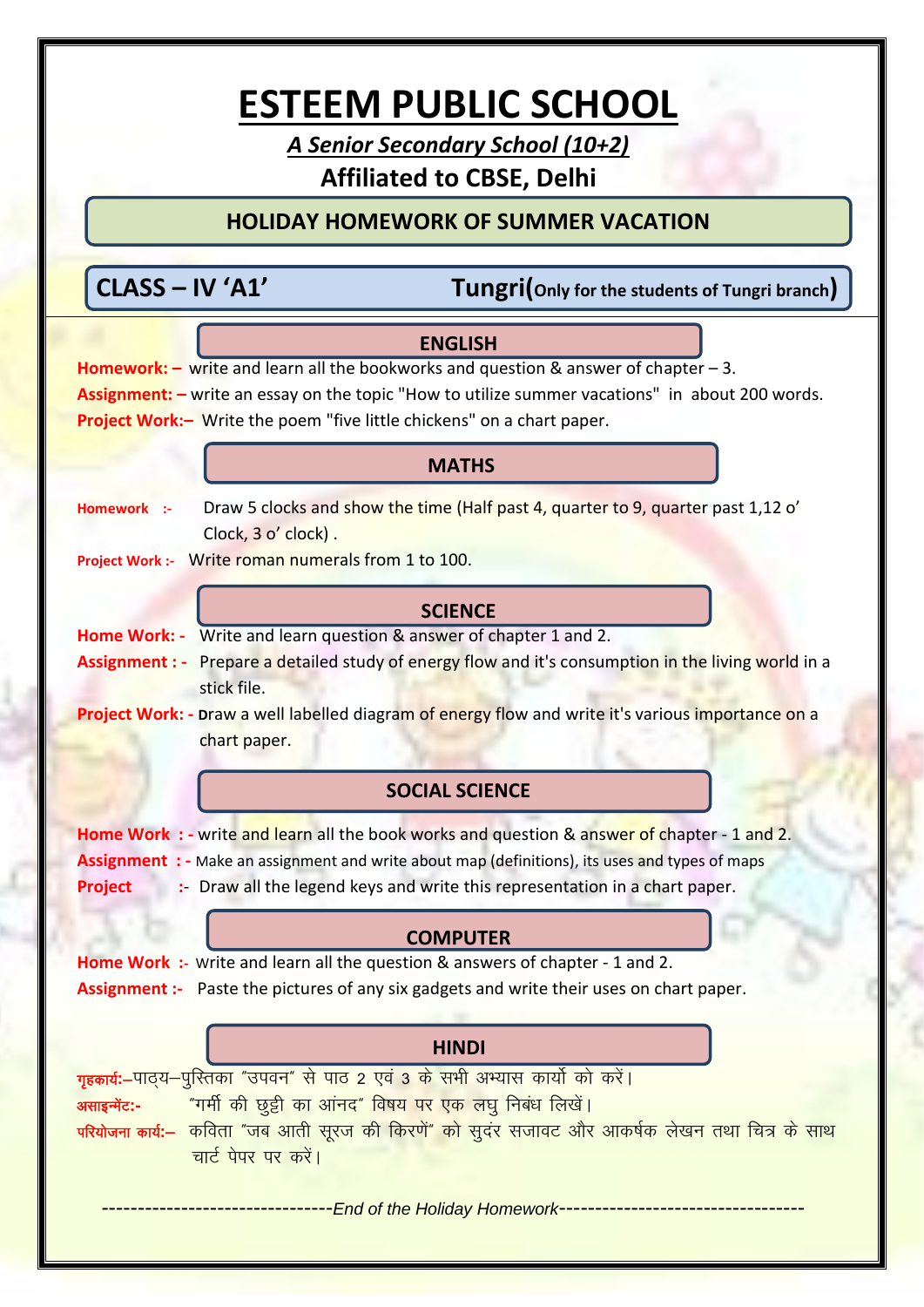# ESTEEM PUBLIC SCHOOL

***A Senior Secondary School (10+2)***

**Affiliated to CBSE, Delhi**

**HOLIDAY HOMEWORK OF SUMMER VACATION**

**CLASS – IV 'A1'** **Tungri(Only for the students of Tungri branch)**

## ENGLISH

**Homework: –** write and learn all the bookworks and question & answer of chapter – 3.

**Assignment: –** write an essay on the topic "How to utilize summer vacations" in about 200 words.

**Project Work:–** Write the poem "five little chickens" on a chart paper.

## MATHS

**Homework :-** Draw 5 clocks and show the time (Half past 4, quarter to 9, quarter past 1,12 o' Clock, 3 o' clock) .

**Project Work :-** Write roman numerals from 1 to 100.

## SCIENCE

**Home Work: -** Write and learn question & answer of chapter 1 and 2.

**Assignment : -** Prepare a detailed study of energy flow and it's consumption in the living world in a stick file.

**Project Work: -** Draw a well labelled diagram of energy flow and write it's various importance on a chart paper.

## SOCIAL SCIENCE

**Home Work : -** write and learn all the book works and question & answer of chapter - 1 and 2.

**Assignment : -** Make an assignment and write about map (definitions), its uses and types of maps

**Project :-** Draw all the legend keys and write this representation in a chart paper.

## COMPUTER

**Home Work :-** write and learn all the question & answers of chapter - 1 and 2.

**Assignment :-** Paste the pictures of any six gadgets and write their uses on chart paper.

## HINDI

**गृहकार्य:–**पाठ्य–पुस्तिका "उपवन" से पाठ 2 एवं 3 के सभी अभ्यास कार्यों को करें।

**असाइन्मेंट:-** "गर्मी की छुट्टी का आंनद" विषय पर एक लघु निबंध लिखें।

**परियोजना कार्य:–** कविता "जब आती सूरज की किरणें" को सुदंर सजावट और आकर्षक लेखन तथा चित्र के साथ चार्ट पेपर पर करें।

-------------------------------*End of the Holiday Homework*---------------------------------